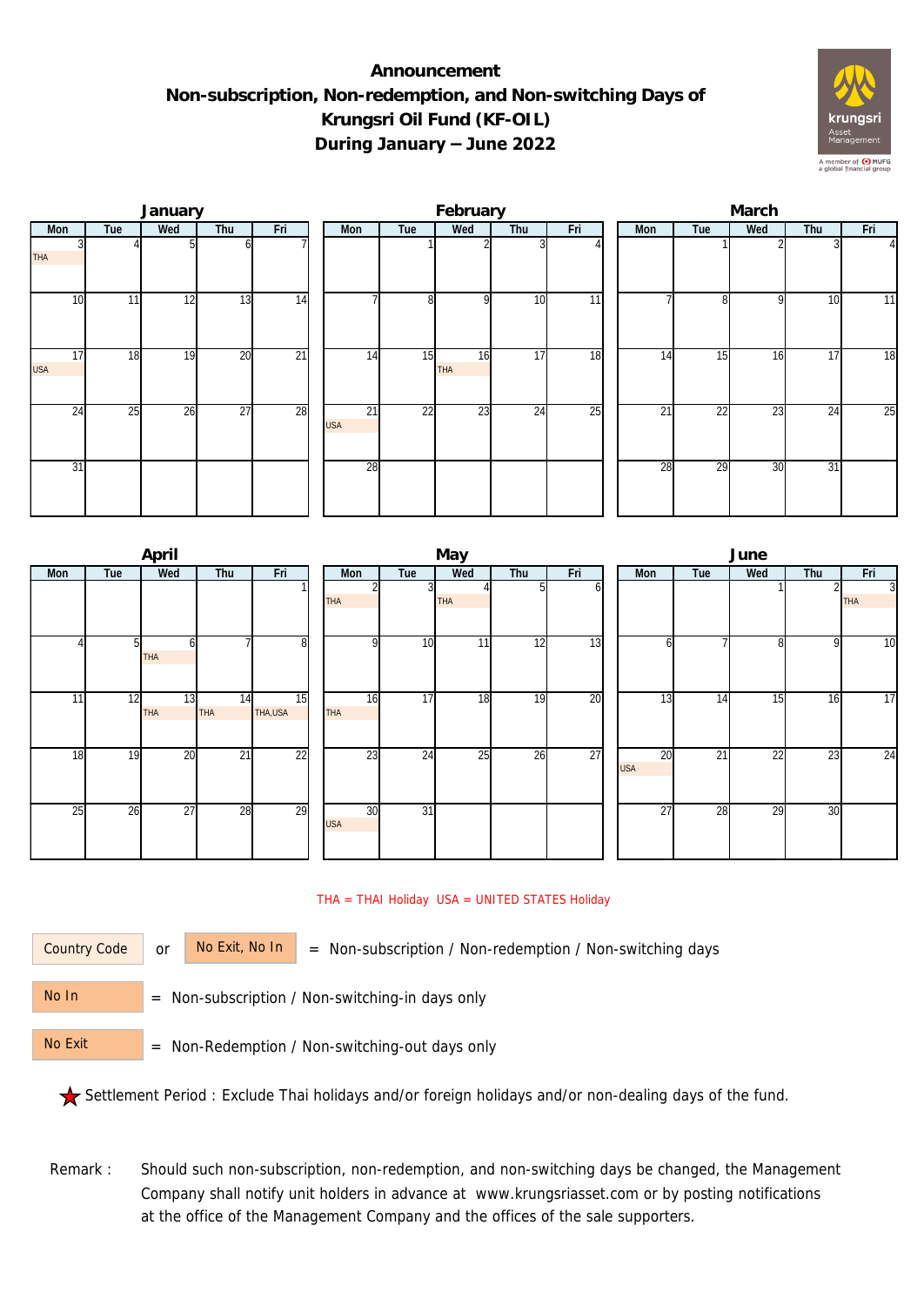# Announcement
# Non-subscription, Non-redemption, and Non-switching Days of Krungsri Oil Fund (KF-OIL)
# During January – June 2022

### January

| Mon | Tue | Wed | Thu | Fri |
|---|---|---|---|---|
| 3 THA | 4 | 5 | 6 | 7 |
| 10 | 11 | 12 | 13 | 14 |
| 17 USA | 18 | 19 | 20 | 21 |
| 24 | 25 | 26 | 27 | 28 |
| 31 | | | | |

### February

| Mon | Tue | Wed | Thu | Fri |
|---|---|---|---|---|
| | 1 | 2 | 3 | 4 |
| 7 | 8 | 9 | 10 | 11 |
| 14 | 15 | 16 THA | 17 | 18 |
| 21 USA | 22 | 23 | 24 | 25 |
| 28 | | | | |

### March

| Mon | Tue | Wed | Thu | Fri |
|---|---|---|---|---|
| | 1 | 2 | 3 | 4 |
| 7 | 8 | 9 | 10 | 11 |
| 14 | 15 | 16 | 17 | 18 |
| 21 | 22 | 23 | 24 | 25 |
| 28 | 29 | 30 | 31 | |

### April

| Mon | Tue | Wed | Thu | Fri |
|---|---|---|---|---|
| | | | | 1 |
| 4 | 5 | 6 THA | 7 | 8 |
| 11 | 12 | 13 THA | 14 THA | 15 THA,USA |
| 18 | 19 | 20 | 21 | 22 |
| 25 | 26 | 27 | 28 | 29 |

### May

| Mon | Tue | Wed | Thu | Fri |
|---|---|---|---|---|
| 2 THA | 3 | 4 THA | 5 | 6 |
| 9 | 10 | 11 | 12 | 13 |
| 16 THA | 17 | 18 | 19 | 20 |
| 23 | 24 | 25 | 26 | 27 |
| 30 USA | 31 | | | |

### June

| Mon | Tue | Wed | Thu | Fri |
|---|---|---|---|---|
| | | 1 | 2 | 3 THA |
| 6 | 7 | 8 | 9 | 10 |
| 13 | 14 | 15 | 16 | 17 |
| 20 USA | 21 | 22 | 23 | 24 |
| 27 | 28 | 29 | 30 | |

THA = THAI Holiday USA = UNITED STATES Holiday

Country Code or No Exit, No In = Non-subscription / Non-redemption / Non-switching days

No In = Non-subscription / Non-switching-in days only

No Exit = Non-Redemption / Non-switching-out days only

★ Settlement Period : Exclude Thai holidays and/or foreign holidays and/or non-dealing days of the fund.

Remark : Should such non-subscription, non-redemption, and non-switching days be changed, the Management Company shall notify unit holders in advance at www.krungsriasset.com or by posting notifications at the office of the Management Company and the offices of the sale supporters.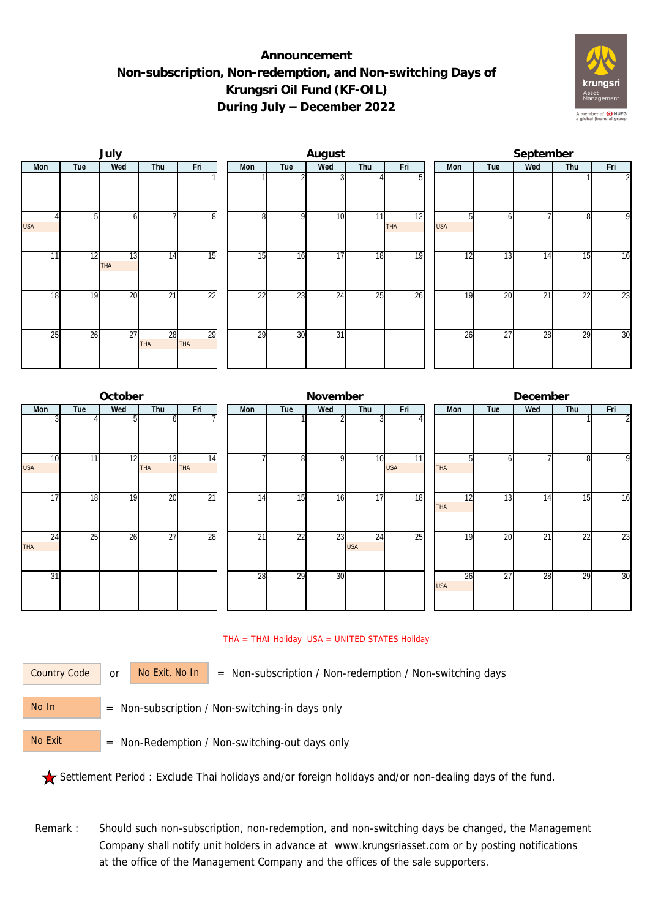# Announcement
## Non-subscription, Non-redemption, and Non-switching Days of Krungsri Oil Fund (KF-OIL) During July – December 2022

### July

| Mon | Tue | Wed | Thu | Fri |
|---|---|---|---|---|
| | | | | 1 |
| 4 USA | 5 | 6 | 7 | 8 |
| 11 | 12 | 13 THA | 14 | 15 |
| 18 | 19 | 20 | 21 | 22 |
| 25 | 26 | 27 | 28 THA | 29 THA |

### August

| Mon | Tue | Wed | Thu | Fri |
|---|---|---|---|---|
| 1 | 2 | 3 | 4 | 5 |
| 8 | 9 | 10 | 11 | 12 THA |
| 15 | 16 | 17 | 18 | 19 |
| 22 | 23 | 24 | 25 | 26 |
| 29 | 30 | 31 | | |

### September

| Mon | Tue | Wed | Thu | Fri |
|---|---|---|---|---|
| | | | 1 | 2 |
| 5 USA | 6 | 7 | 8 | 9 |
| 12 | 13 | 14 | 15 | 16 |
| 19 | 20 | 21 | 22 | 23 |
| 26 | 27 | 28 | 29 | 30 |

### October

| Mon | Tue | Wed | Thu | Fri |
|---|---|---|---|---|
| 3 | 4 | 5 | 6 | 7 |
| 10 USA | 11 | 12 | 13 THA | 14 THA |
| 17 | 18 | 19 | 20 | 21 |
| 24 THA | 25 | 26 | 27 | 28 |
| 31 | | | | |

### November

| Mon | Tue | Wed | Thu | Fri |
|---|---|---|---|---|
| | 1 | 2 | 3 | 4 |
| 7 | 8 | 9 | 10 | 11 USA |
| 14 | 15 | 16 | 17 | 18 |
| 21 | 22 | 23 | 24 USA | 25 |
| 28 | 29 | 30 | | |

### December

| Mon | Tue | Wed | Thu | Fri |
|---|---|---|---|---|
| | | | 1 | 2 |
| 5 THA | 6 | 7 | 8 | 9 |
| 12 THA | 13 | 14 | 15 | 16 |
| 19 | 20 | 21 | 22 | 23 |
| 26 USA | 27 | 28 | 29 | 30 |

THA = THAI Holiday USA = UNITED STATES Holiday

Country Code or No Exit, No In = Non-subscription / Non-redemption / Non-switching days

No In = Non-subscription / Non-switching-in days only

No Exit = Non-Redemption / Non-switching-out days only

★ Settlement Period : Exclude Thai holidays and/or foreign holidays and/or non-dealing days of the fund.

Remark : Should such non-subscription, non-redemption, and non-switching days be changed, the Management Company shall notify unit holders in advance at www.krungsriasset.com or by posting notifications at the office of the Management Company and the offices of the sale supporters.